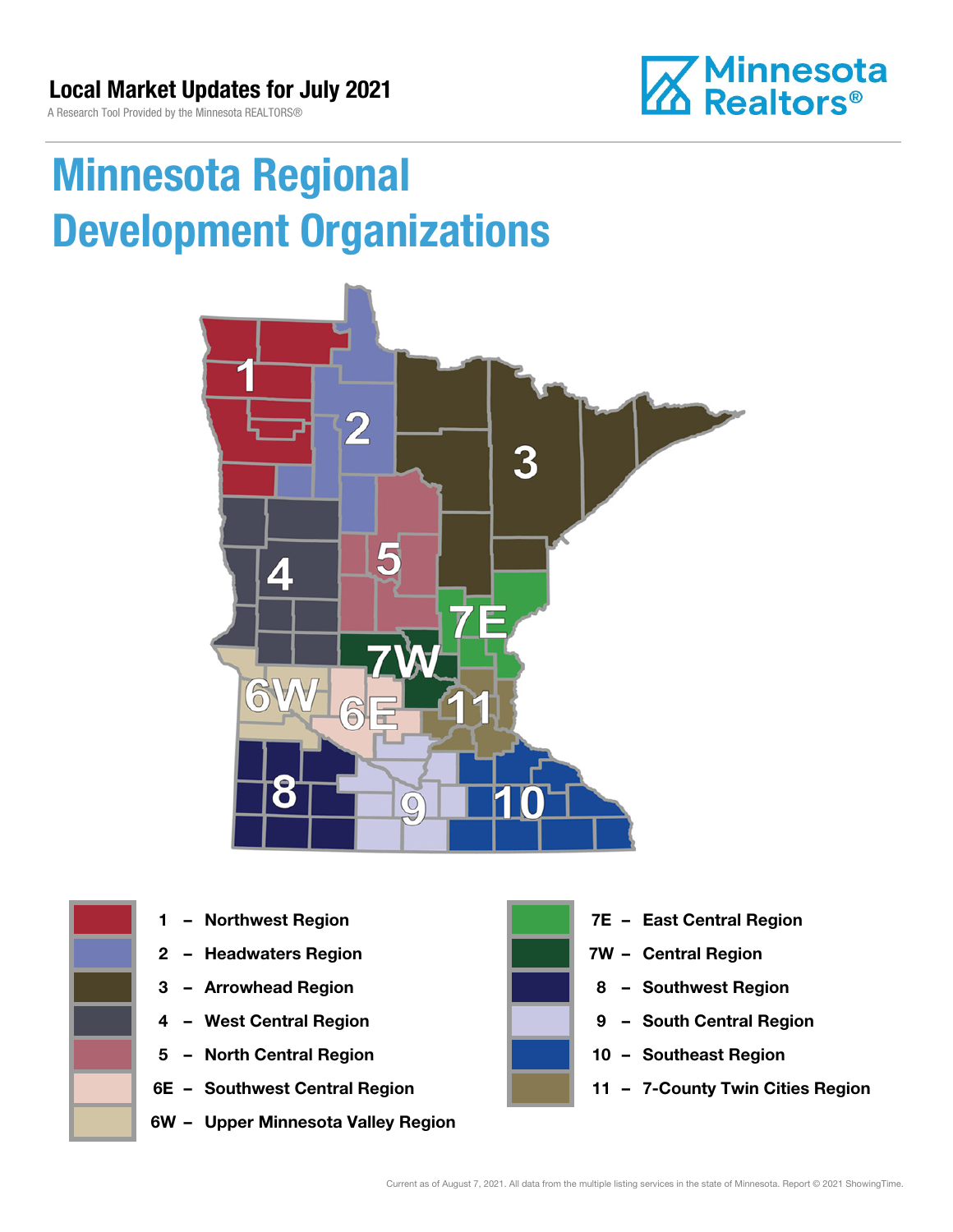## Local Market Updates for July 2021

A Research Tool Provided by the Minnesota REALTORS®

# Minnesota Regional Development Organizations

- 1 – Northwest Region
- 2 – Headwaters Region
- 3 – Arrowhead Region
- 4 – West Central Region
- 5 – North Central Region
- 6E – Southwest Central Region
- 6W – Upper Minnesota Valley Region
- 7E – East Central Region
- 7W – Central Region
- 8 – Southwest Region
- 9 – South Central Region
- 10 – Southeast Region
- 11 – 7-County Twin Cities Region

Current as of August 7, 2021. All data from the multiple listing services in the state of Minnesota. Report © 2021 ShowingTime.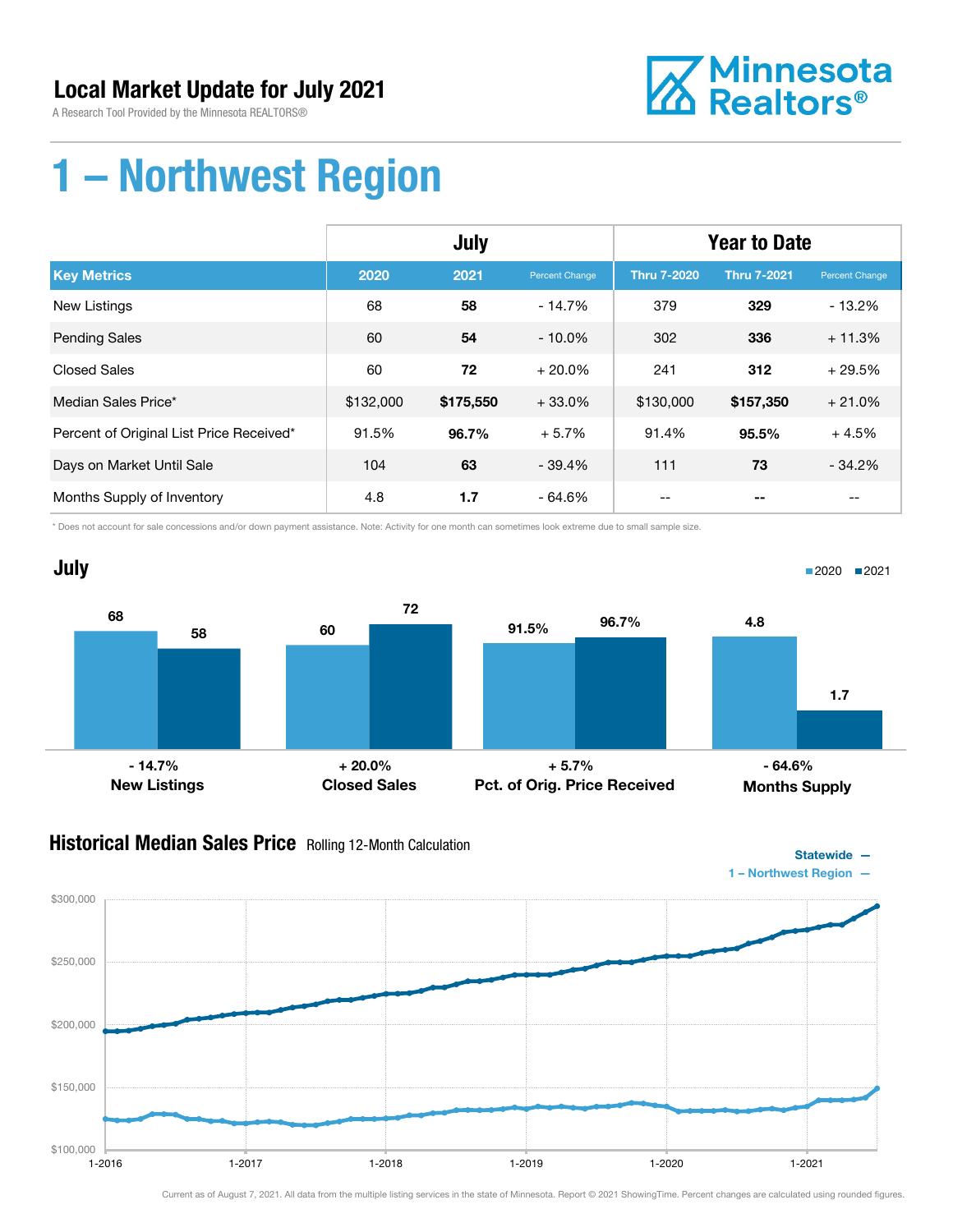# Local Market Update for July 2021

A Research Tool Provided by the Minnesota REALTORS®

# 1 – Northwest Region

| | July | | | Year to Date | | |
|---|---|---|---|---|---|---|
| **Key Metrics** | **2020** | **2021** | **Percent Change** | **Thru 7-2020** | **Thru 7-2021** | **Percent Change** |
| New Listings | 68 | **58** | - 14.7% | 379 | **329** | - 13.2% |
| Pending Sales | 60 | **54** | - 10.0% | 302 | **336** | + 11.3% |
| Closed Sales | 60 | **72** | + 20.0% | 241 | **312** | + 29.5% |
| Median Sales Price* | $132,000 | **$175,550** | + 33.0% | $130,000 | **$157,350** | + 21.0% |
| Percent of Original List Price Received* | 91.5% | **96.7%** | + 5.7% | 91.4% | **95.5%** | + 4.5% |
| Days on Market Until Sale | 104 | **63** | - 39.4% | 111 | **73** | - 34.2% |
| Months Supply of Inventory | 4.8 | **1.7** | - 64.6% | -- | -- | -- |

\* Does not account for sale concessions and/or down payment assistance. Note: Activity for one month can sometimes look extreme due to small sample size.

## July

| | 2020 | 2021 | Change |
|---|---|---|---|
| New Listings | 68 | 58 | - 14.7% |
| Closed Sales | 60 | 72 | + 20.0% |
| Pct. of Orig. Price Received | 91.5% | 96.7% | + 5.7% |
| Months Supply | 4.8 | 1.7 | - 64.6% |

## Historical Median Sales Price Rolling 12-Month Calculation

Statewide —
1 – Northwest Region —

Current as of August 7, 2021. All data from the multiple listing services in the state of Minnesota. Report © 2021 ShowingTime. Percent changes are calculated using rounded figures.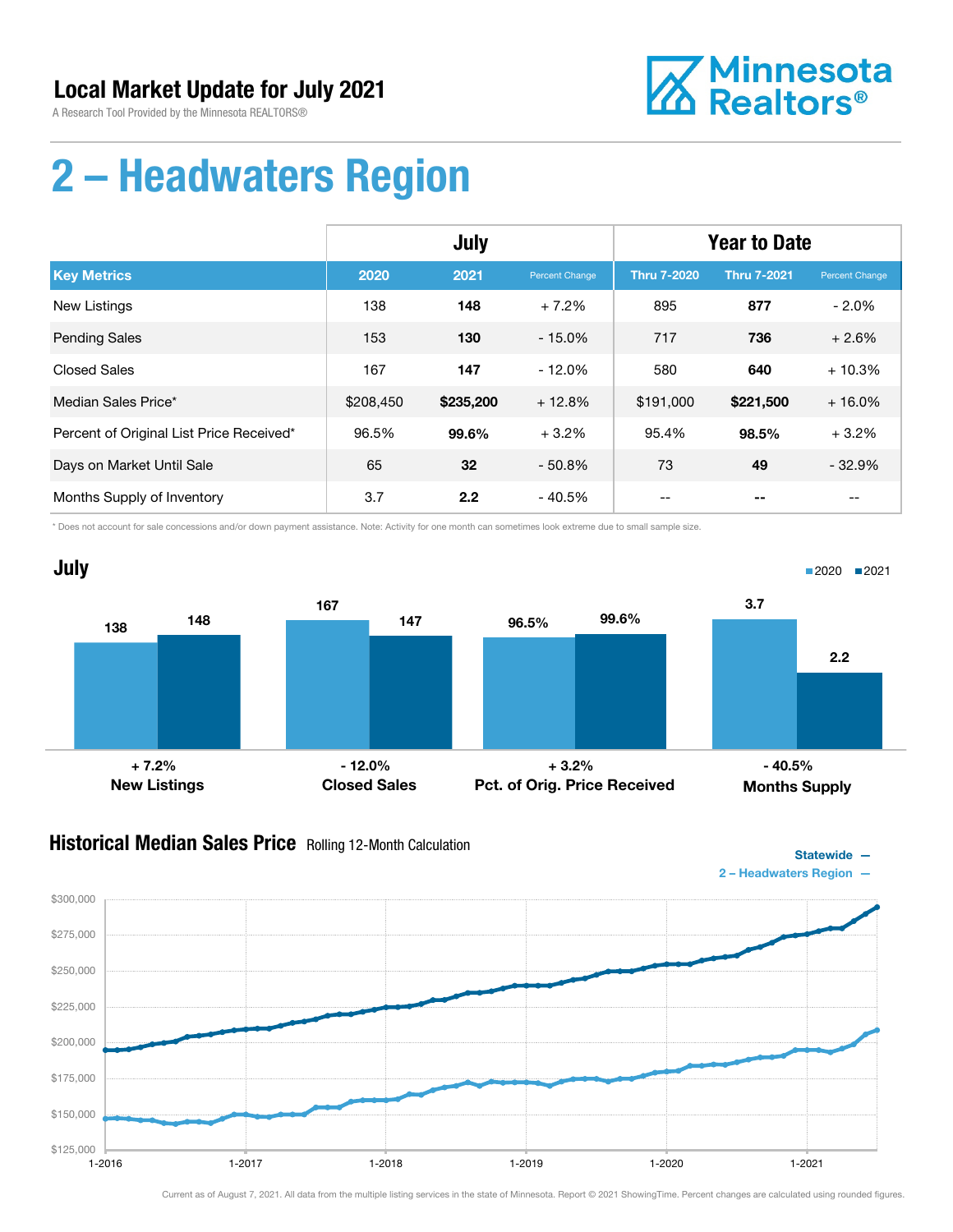# Local Market Update for July 2021

A Research Tool Provided by the Minnesota REALTORS®

Minnesota Realtors®

# 2 – Headwaters Region

| | July | | | Year to Date | | |
|---|---|---|---|---|---|---|
| **Key Metrics** | **2020** | **2021** | **Percent Change** | **Thru 7-2020** | **Thru 7-2021** | **Percent Change** |
| New Listings | 138 | **148** | + 7.2% | 895 | **877** | - 2.0% |
| Pending Sales | 153 | **130** | - 15.0% | 717 | **736** | + 2.6% |
| Closed Sales | 167 | **147** | - 12.0% | 580 | **640** | + 10.3% |
| Median Sales Price* | $208,450 | **$235,200** | + 12.8% | $191,000 | **$221,500** | + 16.0% |
| Percent of Original List Price Received* | 96.5% | **99.6%** | + 3.2% | 95.4% | **98.5%** | + 3.2% |
| Days on Market Until Sale | 65 | **32** | - 50.8% | 73 | **49** | - 32.9% |
| Months Supply of Inventory | 3.7 | **2.2** | - 40.5% | -- | **--** | -- |

\* Does not account for sale concessions and/or down payment assistance. Note: Activity for one month can sometimes look extreme due to small sample size.

## July

| | 2020 | 2021 | Change |
|---|---|---|---|
| New Listings | 138 | 148 | + 7.2% |
| Closed Sales | 167 | 147 | - 12.0% |
| Pct. of Orig. Price Received | 96.5% | 99.6% | + 3.2% |
| Months Supply | 3.7 | 2.2 | - 40.5% |

## Historical Median Sales Price Rolling 12-Month Calculation

Statewide —
2 – Headwaters Region —

Current as of August 7, 2021. All data from the multiple listing services in the state of Minnesota. Report © 2021 ShowingTime. Percent changes are calculated using rounded figures.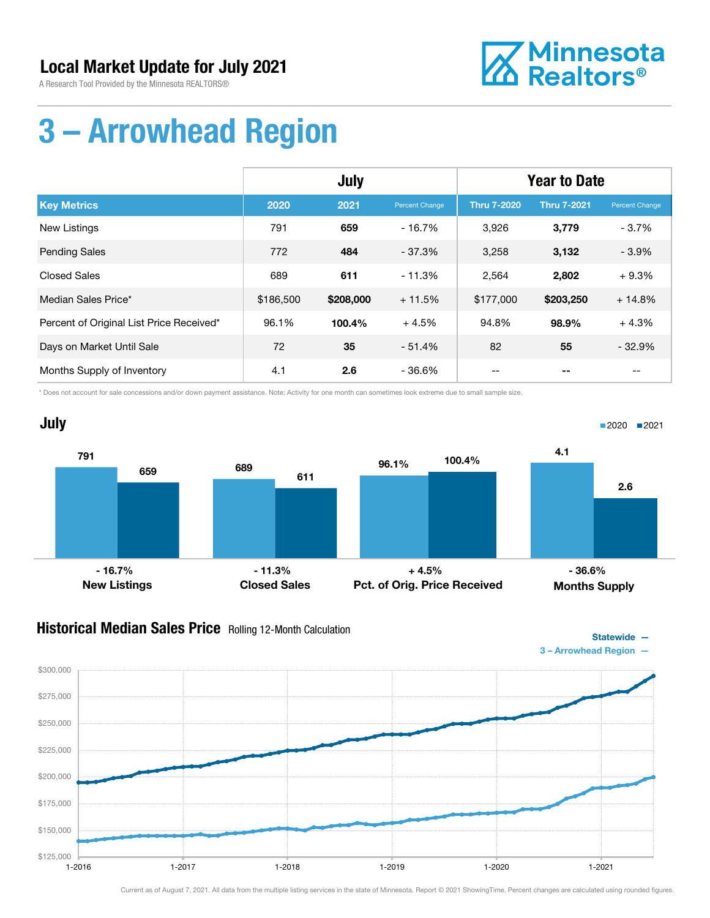# Local Market Update for July 2021

A Research Tool Provided by the Minnesota REALTORS®

Minnesota Realtors®

# 3 – Arrowhead Region

| | July | | | Year to Date | | |
|---|---|---|---|---|---|---|
| **Key Metrics** | **2020** | **2021** | **Percent Change** | **Thru 7-2020** | **Thru 7-2021** | **Percent Change** |
| New Listings | 791 | **659** | - 16.7% | 3,926 | **3,779** | - 3.7% |
| Pending Sales | 772 | **484** | - 37.3% | 3,258 | **3,132** | - 3.9% |
| Closed Sales | 689 | **611** | - 11.3% | 2,564 | **2,802** | + 9.3% |
| Median Sales Price* | $186,500 | **$208,000** | + 11.5% | $177,000 | **$203,250** | + 14.8% |
| Percent of Original List Price Received* | 96.1% | **100.4%** | + 4.5% | 94.8% | **98.9%** | + 4.3% |
| Days on Market Until Sale | 72 | **35** | - 51.4% | 82 | **55** | - 32.9% |
| Months Supply of Inventory | 4.1 | **2.6** | - 36.6% | -- | **--** | -- |

\* Does not account for sale concessions and/or down payment assistance. Note: Activity for one month can sometimes look extreme due to small sample size.

## July

2020 ■ 2021 ■

| | 2020 | 2021 | Change |
|---|---|---|---|
| **New Listings** | 791 | 659 | - 16.7% |
| **Closed Sales** | 689 | 611 | - 11.3% |
| **Pct. of Orig. Price Received** | 96.1% | 100.4% | + 4.5% |
| **Months Supply** | 4.1 | 2.6 | - 36.6% |

## Historical Median Sales Price

Rolling 12-Month Calculation

Statewide —
3 – Arrowhead Region —

$300,000 · $275,000 · $250,000 · $225,000 · $200,000 · $175,000 · $150,000 · $125,000

1-2016 · 1-2017 · 1-2018 · 1-2019 · 1-2020 · 1-2021

Current as of August 7, 2021. All data from the multiple listing services in the state of Minnesota. Report © 2021 ShowingTime. Percent changes are calculated using rounded figures.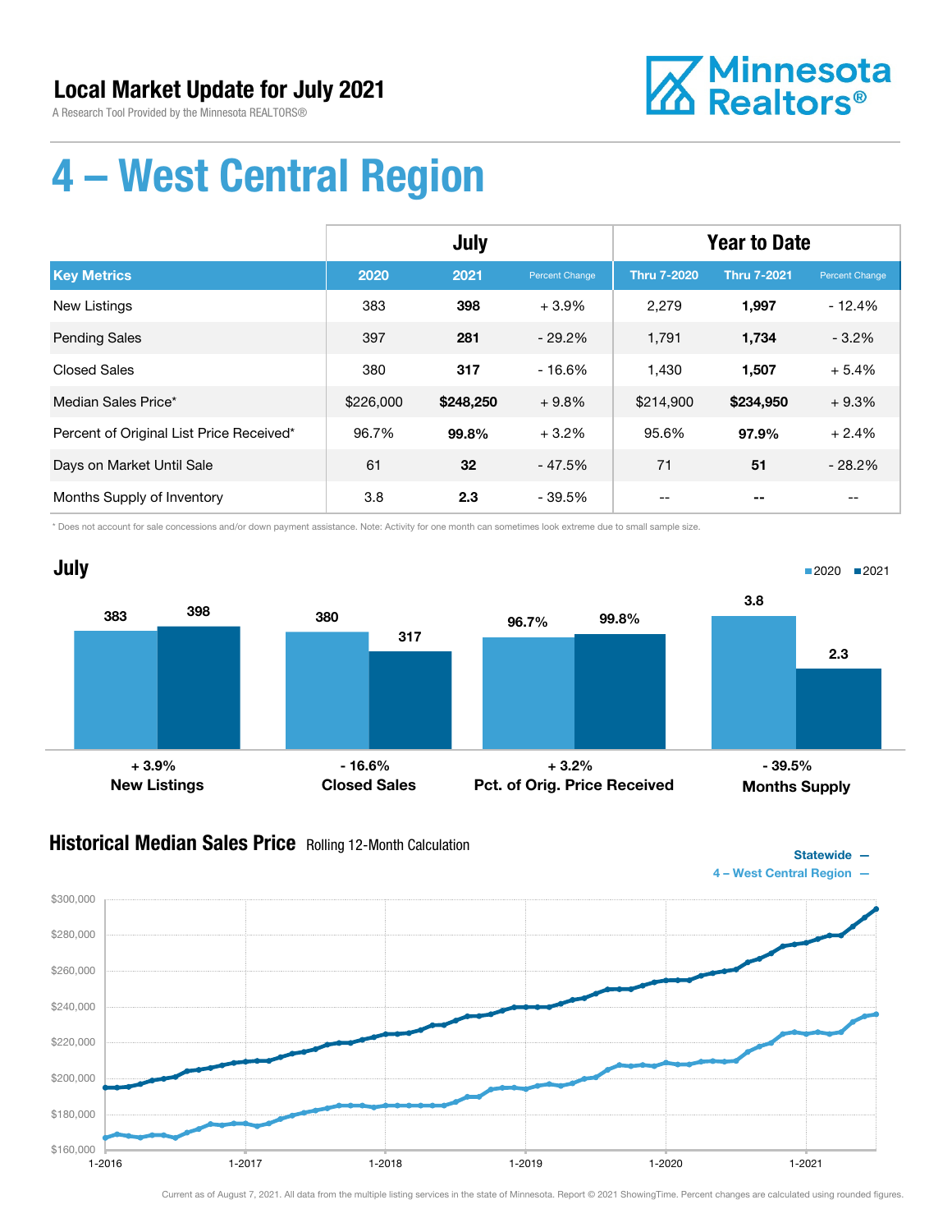## Local Market Update for July 2021

A Research Tool Provided by the Minnesota REALTORS®

Minnesota Realtors®

# 4 – West Central Region

| | July | | | Year to Date | | |
|---|---|---|---|---|---|---|
| **Key Metrics** | **2020** | **2021** | **Percent Change** | **Thru 7-2020** | **Thru 7-2021** | **Percent Change** |
| New Listings | 383 | **398** | + 3.9% | 2,279 | **1,997** | - 12.4% |
| Pending Sales | 397 | **281** | - 29.2% | 1,791 | **1,734** | - 3.2% |
| Closed Sales | 380 | **317** | - 16.6% | 1,430 | **1,507** | + 5.4% |
| Median Sales Price* | $226,000 | **$248,250** | + 9.8% | $214,900 | **$234,950** | + 9.3% |
| Percent of Original List Price Received* | 96.7% | **99.8%** | + 3.2% | 95.6% | **97.9%** | + 2.4% |
| Days on Market Until Sale | 61 | **32** | - 47.5% | 71 | **51** | - 28.2% |
| Months Supply of Inventory | 3.8 | **2.3** | - 39.5% | -- | **--** | -- |

\* Does not account for sale concessions and/or down payment assistance. Note: Activity for one month can sometimes look extreme due to small sample size.

## July

| | 2020 | 2021 | Change |
|---|---|---|---|
| New Listings | 383 | 398 | + 3.9% |
| Closed Sales | 380 | 317 | - 16.6% |
| Pct. of Orig. Price Received | 96.7% | 99.8% | + 3.2% |
| Months Supply | 3.8 | 2.3 | - 39.5% |

## Historical Median Sales Price

Rolling 12-Month Calculation

Statewide —
4 – West Central Region —

Current as of August 7, 2021. All data from the multiple listing services in the state of Minnesota. Report © 2021 ShowingTime. Percent changes are calculated using rounded figures.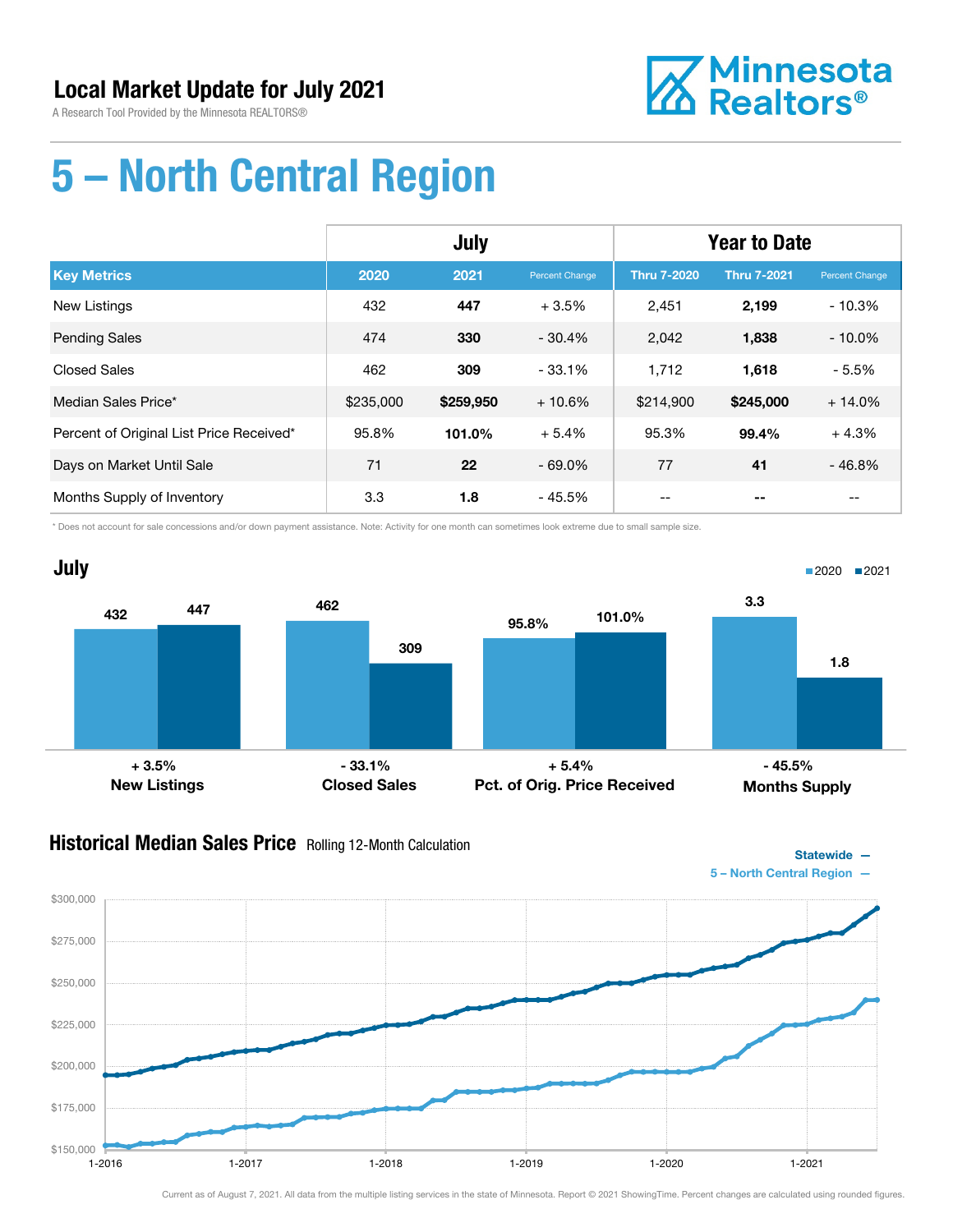# Local Market Update for July 2021

A Research Tool Provided by the Minnesota REALTORS®

Minnesota Realtors®

# 5 – North Central Region

| | July | | | Year to Date | | |
|---|---|---|---|---|---|---|
| **Key Metrics** | **2020** | **2021** | **Percent Change** | **Thru 7-2020** | **Thru 7-2021** | **Percent Change** |
| New Listings | 432 | **447** | + 3.5% | 2,451 | **2,199** | - 10.3% |
| Pending Sales | 474 | **330** | - 30.4% | 2,042 | **1,838** | - 10.0% |
| Closed Sales | 462 | **309** | - 33.1% | 1,712 | **1,618** | - 5.5% |
| Median Sales Price* | $235,000 | **$259,950** | + 10.6% | $214,900 | **$245,000** | + 14.0% |
| Percent of Original List Price Received* | 95.8% | **101.0%** | + 5.4% | 95.3% | **99.4%** | + 4.3% |
| Days on Market Until Sale | 71 | **22** | - 69.0% | 77 | **41** | - 46.8% |
| Months Supply of Inventory | 3.3 | **1.8** | - 45.5% | -- | **--** | -- |

\* Does not account for sale concessions and/or down payment assistance. Note: Activity for one month can sometimes look extreme due to small sample size.

## July

2020 ■ 2021 ■

| | 2020 | 2021 | Change |
|---|---|---|---|
| New Listings | 432 | 447 | + 3.5% |
| Closed Sales | 462 | 309 | - 33.1% |
| Pct. of Orig. Price Received | 95.8% | 101.0% | + 5.4% |
| Months Supply | 3.3 | 1.8 | - 45.5% |

## Historical Median Sales Price  Rolling 12-Month Calculation

Statewide —
5 – North Central Region —

Current as of August 7, 2021. All data from the multiple listing services in the state of Minnesota. Report © 2021 ShowingTime. Percent changes are calculated using rounded figures.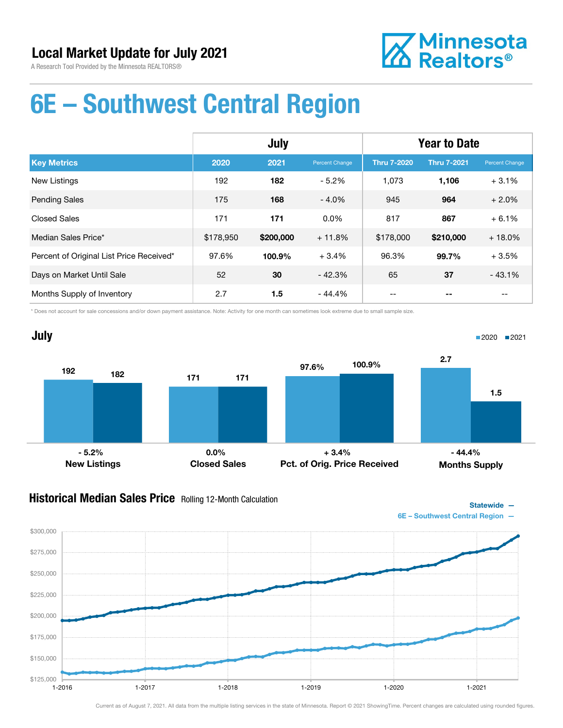# Local Market Update for July 2021

A Research Tool Provided by the Minnesota REALTORS®

Minnesota Realtors®

# 6E – Southwest Central Region

| | July | | | Year to Date | | |
|---|---|---|---|---|---|---|
| **Key Metrics** | **2020** | **2021** | **Percent Change** | **Thru 7-2020** | **Thru 7-2021** | **Percent Change** |
| New Listings | 192 | **182** | - 5.2% | 1,073 | **1,106** | + 3.1% |
| Pending Sales | 175 | **168** | - 4.0% | 945 | **964** | + 2.0% |
| Closed Sales | 171 | **171** | 0.0% | 817 | **867** | + 6.1% |
| Median Sales Price* | $178,950 | **$200,000** | + 11.8% | $178,000 | **$210,000** | + 18.0% |
| Percent of Original List Price Received* | 97.6% | **100.9%** | + 3.4% | 96.3% | **99.7%** | + 3.5% |
| Days on Market Until Sale | 52 | **30** | - 42.3% | 65 | **37** | - 43.1% |
| Months Supply of Inventory | 2.7 | **1.5** | - 44.4% | -- | **--** | -- |

\* Does not account for sale concessions and/or down payment assistance. Note: Activity for one month can sometimes look extreme due to small sample size.

## July

| | 2020 | 2021 | Change |
|---|---|---|---|
| New Listings | 192 | 182 | - 5.2% |
| Closed Sales | 171 | 171 | 0.0% |
| Pct. of Orig. Price Received | 97.6% | 100.9% | + 3.4% |
| Months Supply | 2.7 | 1.5 | - 44.4% |

## Historical Median Sales Price Rolling 12-Month Calculation

Statewide —
6E – Southwest Central Region —

Current as of August 7, 2021. All data from the multiple listing services in the state of Minnesota. Report © 2021 ShowingTime. Percent changes are calculated using rounded figures.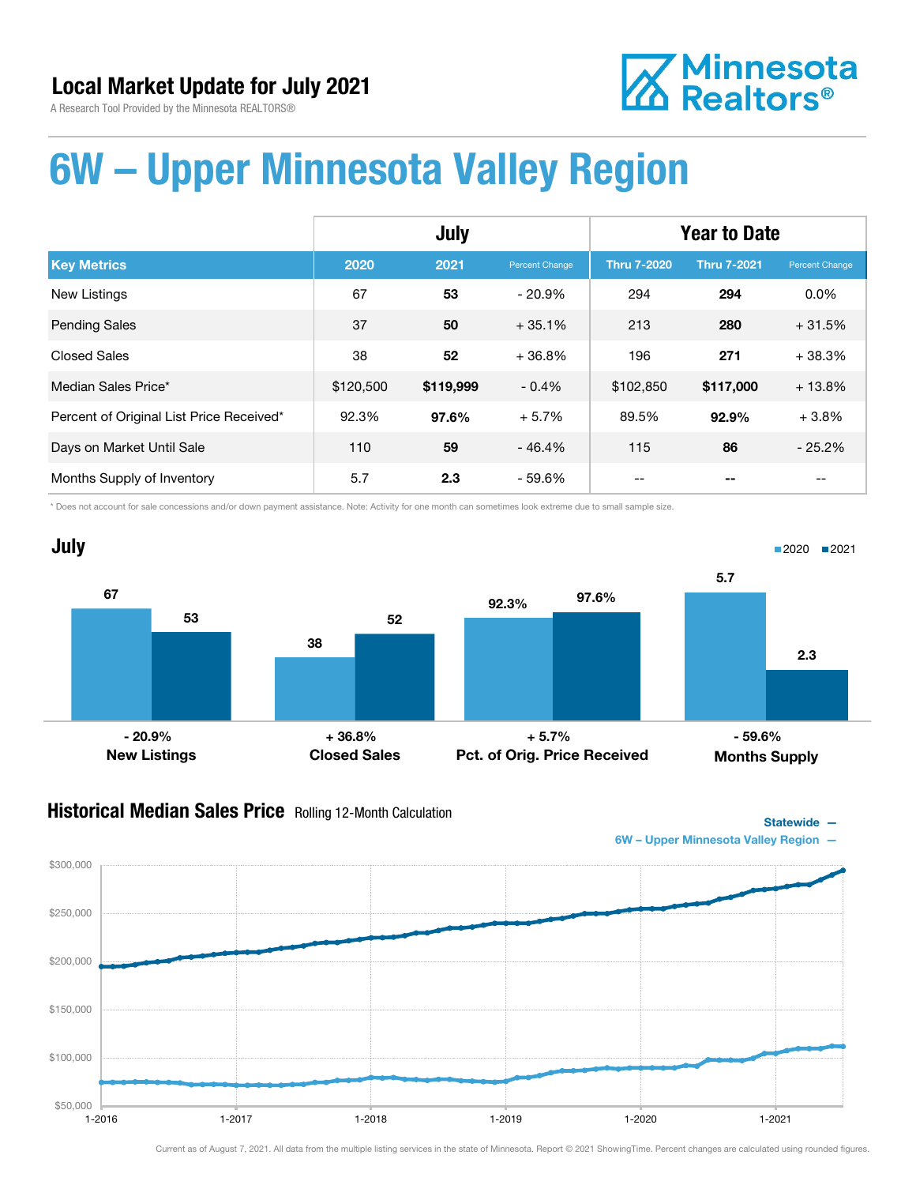## Local Market Update for July 2021

A Research Tool Provided by the Minnesota REALTORS®

Minnesota Realtors®

# 6W – Upper Minnesota Valley Region

| | July | | | Year to Date | | |
|---|---|---|---|---|---|---|
| **Key Metrics** | **2020** | **2021** | **Percent Change** | **Thru 7-2020** | **Thru 7-2021** | **Percent Change** |
| New Listings | 67 | **53** | - 20.9% | 294 | **294** | 0.0% |
| Pending Sales | 37 | **50** | + 35.1% | 213 | **280** | + 31.5% |
| Closed Sales | 38 | **52** | + 36.8% | 196 | **271** | + 38.3% |
| Median Sales Price* | $120,500 | **$119,999** | - 0.4% | $102,850 | **$117,000** | + 13.8% |
| Percent of Original List Price Received* | 92.3% | **97.6%** | + 5.7% | 89.5% | **92.9%** | + 3.8% |
| Days on Market Until Sale | 110 | **59** | - 46.4% | 115 | **86** | - 25.2% |
| Months Supply of Inventory | 5.7 | **2.3** | - 59.6% | -- | **--** | -- |

\* Does not account for sale concessions and/or down payment assistance. Note: Activity for one month can sometimes look extreme due to small sample size.

## July

| | 2020 | 2021 | Change |
|---|---|---|---|
| New Listings | 67 | 53 | - 20.9% |
| Closed Sales | 38 | 52 | + 36.8% |
| Pct. of Orig. Price Received | 92.3% | 97.6% | + 5.7% |
| Months Supply | 5.7 | 2.3 | - 59.6% |

## Historical Median Sales Price Rolling 12-Month Calculation

Statewide — 6W – Upper Minnesota Valley Region —

Current as of August 7, 2021. All data from the multiple listing services in the state of Minnesota. Report © 2021 ShowingTime. Percent changes are calculated using rounded figures.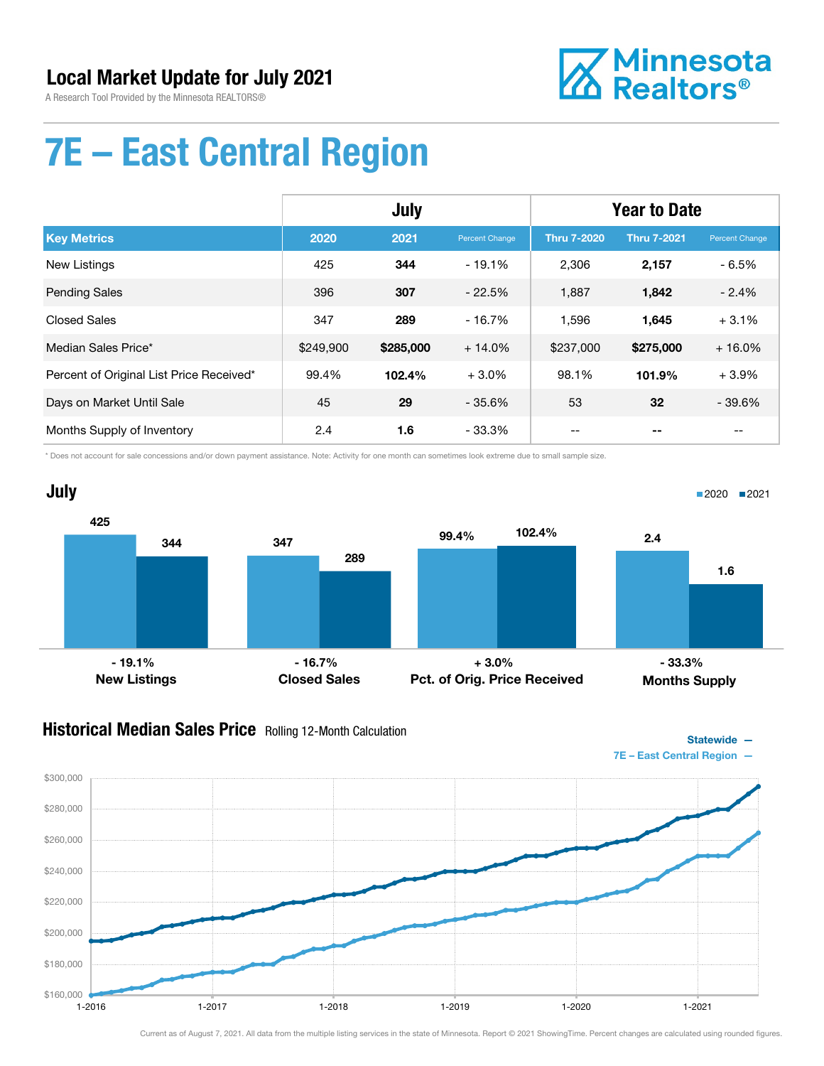# Local Market Update for July 2021

A Research Tool Provided by the Minnesota REALTORS®

Minnesota Realtors®

# 7E – East Central Region

| | July | | | Year to Date | | |
|---|---|---|---|---|---|---|
| **Key Metrics** | **2020** | **2021** | **Percent Change** | **Thru 7-2020** | **Thru 7-2021** | **Percent Change** |
| New Listings | 425 | **344** | - 19.1% | 2,306 | **2,157** | - 6.5% |
| Pending Sales | 396 | **307** | - 22.5% | 1,887 | **1,842** | - 2.4% |
| Closed Sales | 347 | **289** | - 16.7% | 1,596 | **1,645** | + 3.1% |
| Median Sales Price* | $249,900 | **$285,000** | + 14.0% | $237,000 | **$275,000** | + 16.0% |
| Percent of Original List Price Received* | 99.4% | **102.4%** | + 3.0% | 98.1% | **101.9%** | + 3.9% |
| Days on Market Until Sale | 45 | **29** | - 35.6% | 53 | **32** | - 39.6% |
| Months Supply of Inventory | 2.4 | **1.6** | - 33.3% | -- | **--** | -- |

\* Does not account for sale concessions and/or down payment assistance. Note: Activity for one month can sometimes look extreme due to small sample size.

## July

| | 2020 | 2021 | Change |
|---|---|---|---|
| New Listings | 425 | 344 | - 19.1% |
| Closed Sales | 347 | 289 | - 16.7% |
| Pct. of Orig. Price Received | 99.4% | 102.4% | + 3.0% |
| Months Supply | 2.4 | 1.6 | - 33.3% |

## Historical Median Sales Price Rolling 12-Month Calculation

Statewide —
7E – East Central Region —

Current as of August 7, 2021. All data from the multiple listing services in the state of Minnesota. Report © 2021 ShowingTime. Percent changes are calculated using rounded figures.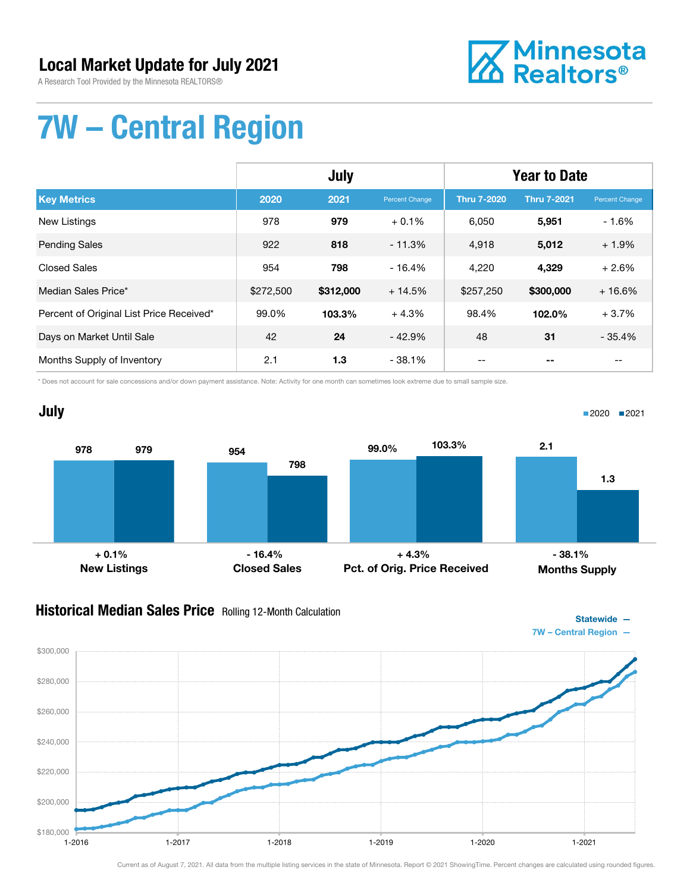# Local Market Update for July 2021

A Research Tool Provided by the Minnesota REALTORS®

Minnesota Realtors®

# 7W – Central Region

| | July | | | Year to Date | | |
|---|---|---|---|---|---|---|
| **Key Metrics** | **2020** | **2021** | **Percent Change** | **Thru 7-2020** | **Thru 7-2021** | **Percent Change** |
| New Listings | 978 | **979** | + 0.1% | 6,050 | **5,951** | - 1.6% |
| Pending Sales | 922 | **818** | - 11.3% | 4,918 | **5,012** | + 1.9% |
| Closed Sales | 954 | **798** | - 16.4% | 4,220 | **4,329** | + 2.6% |
| Median Sales Price* | $272,500 | **$312,000** | + 14.5% | $257,250 | **$300,000** | + 16.6% |
| Percent of Original List Price Received* | 99.0% | **103.3%** | + 4.3% | 98.4% | **102.0%** | + 3.7% |
| Days on Market Until Sale | 42 | **24** | - 42.9% | 48 | **31** | - 35.4% |
| Months Supply of Inventory | 2.1 | **1.3** | - 38.1% | -- | -- | -- |

\* Does not account for sale concessions and/or down payment assistance. Note: Activity for one month can sometimes look extreme due to small sample size.

## July

| | 2020 | 2021 | Change |
|---|---|---|---|
| New Listings | 978 | 979 | + 0.1% |
| Closed Sales | 954 | 798 | - 16.4% |
| Pct. of Orig. Price Received | 99.0% | 103.3% | + 4.3% |
| Months Supply | 2.1 | 1.3 | - 38.1% |

## Historical Median Sales Price Rolling 12-Month Calculation

Statewide —
7W – Central Region —

Current as of August 7, 2021. All data from the multiple listing services in the state of Minnesota. Report © 2021 ShowingTime. Percent changes are calculated using rounded figures.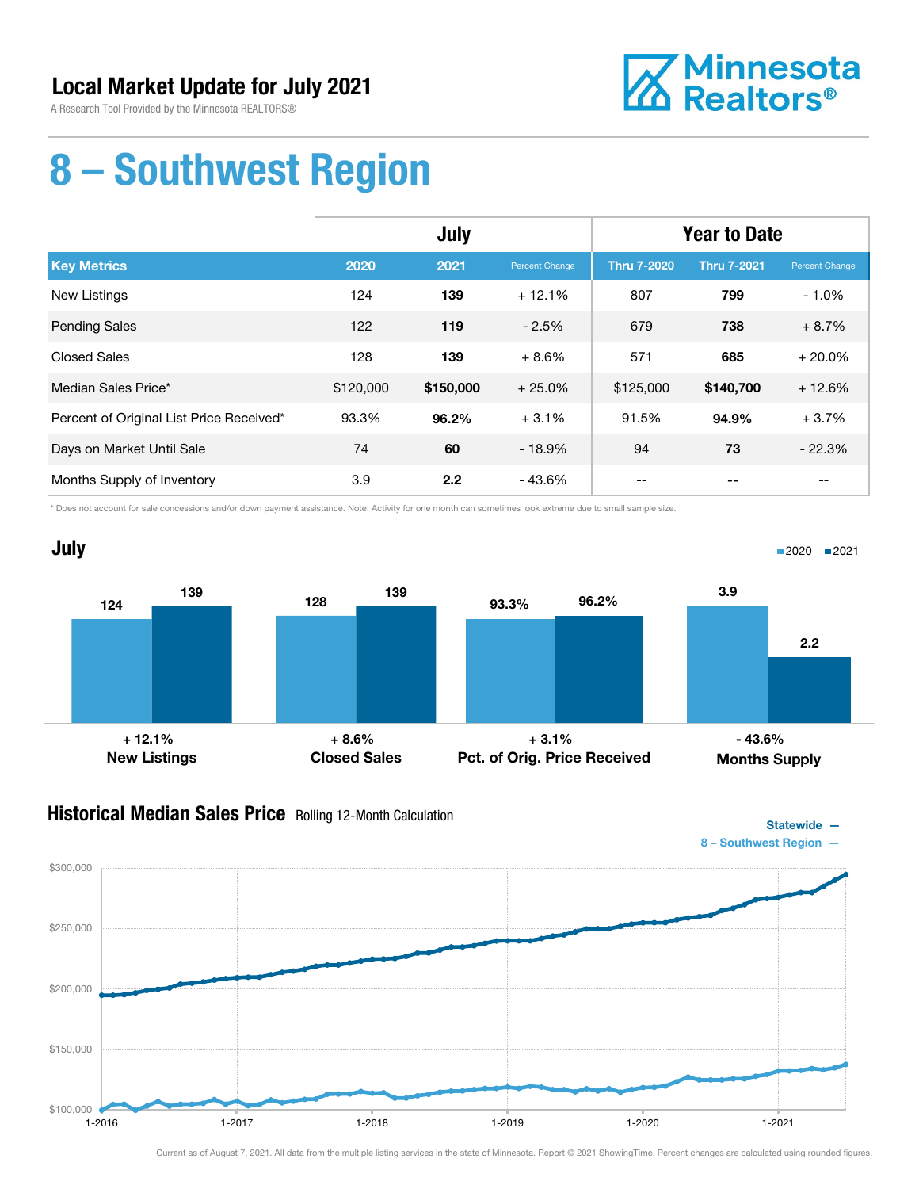## Local Market Update for July 2021

A Research Tool Provided by the Minnesota REALTORS®

# 8 – Southwest Region

| | July | | | Year to Date | | |
|---|---|---|---|---|---|---|
| **Key Metrics** | **2020** | **2021** | **Percent Change** | **Thru 7-2020** | **Thru 7-2021** | **Percent Change** |
| New Listings | 124 | **139** | + 12.1% | 807 | **799** | - 1.0% |
| Pending Sales | 122 | **119** | - 2.5% | 679 | **738** | + 8.7% |
| Closed Sales | 128 | **139** | + 8.6% | 571 | **685** | + 20.0% |
| Median Sales Price* | $120,000 | **$150,000** | + 25.0% | $125,000 | **$140,700** | + 12.6% |
| Percent of Original List Price Received* | 93.3% | **96.2%** | + 3.1% | 91.5% | **94.9%** | + 3.7% |
| Days on Market Until Sale | 74 | **60** | - 18.9% | 94 | **73** | - 22.3% |
| Months Supply of Inventory | 3.9 | **2.2** | - 43.6% | -- | **--** | -- |

\* Does not account for sale concessions and/or down payment assistance. Note: Activity for one month can sometimes look extreme due to small sample size.

## July

| | 2020 | 2021 | Change |
|---|---|---|---|
| New Listings | 124 | 139 | + 12.1% |
| Closed Sales | 128 | 139 | + 8.6% |
| Pct. of Orig. Price Received | 93.3% | 96.2% | + 3.1% |
| Months Supply | 3.9 | 2.2 | - 43.6% |

## Historical Median Sales Price

Rolling 12-Month Calculation

Statewide —
8 – Southwest Region —

Current as of August 7, 2021. All data from the multiple listing services in the state of Minnesota. Report © 2021 ShowingTime. Percent changes are calculated using rounded figures.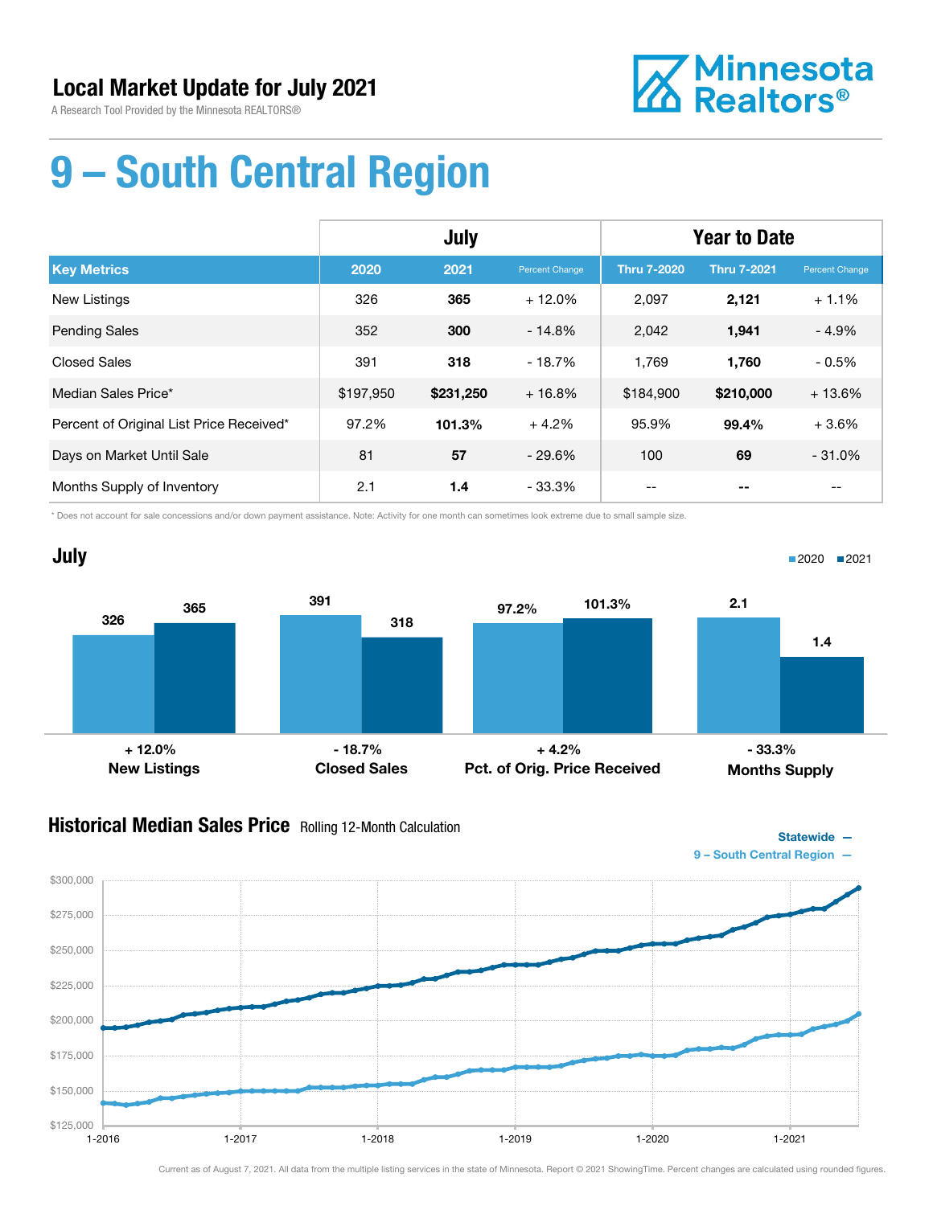# Local Market Update for July 2021

A Research Tool Provided by the Minnesota REALTORS®

Minnesota Realtors®

# 9 – South Central Region

| | July | | | Year to Date | | |
|---|---|---|---|---|---|---|
| **Key Metrics** | **2020** | **2021** | **Percent Change** | **Thru 7-2020** | **Thru 7-2021** | **Percent Change** |
| New Listings | 326 | **365** | + 12.0% | 2,097 | **2,121** | + 1.1% |
| Pending Sales | 352 | **300** | - 14.8% | 2,042 | **1,941** | - 4.9% |
| Closed Sales | 391 | **318** | - 18.7% | 1,769 | **1,760** | - 0.5% |
| Median Sales Price* | $197,950 | **$231,250** | + 16.8% | $184,900 | **$210,000** | + 13.6% |
| Percent of Original List Price Received* | 97.2% | **101.3%** | + 4.2% | 95.9% | **99.4%** | + 3.6% |
| Days on Market Until Sale | 81 | **57** | - 29.6% | 100 | **69** | - 31.0% |
| Months Supply of Inventory | 2.1 | **1.4** | - 33.3% | -- | **--** | -- |

\* Does not account for sale concessions and/or down payment assistance. Note: Activity for one month can sometimes look extreme due to small sample size.

## July

| | 2020 | 2021 | Change |
|---|---|---|---|
| New Listings | 326 | 365 | + 12.0% |
| Closed Sales | 391 | 318 | - 18.7% |
| Pct. of Orig. Price Received | 97.2% | 101.3% | + 4.2% |
| Months Supply | 2.1 | 1.4 | - 33.3% |

## Historical Median Sales Price Rolling 12-Month Calculation

Statewide —
9 – South Central Region —

Current as of August 7, 2021. All data from the multiple listing services in the state of Minnesota. Report © 2021 ShowingTime. Percent changes are calculated using rounded figures.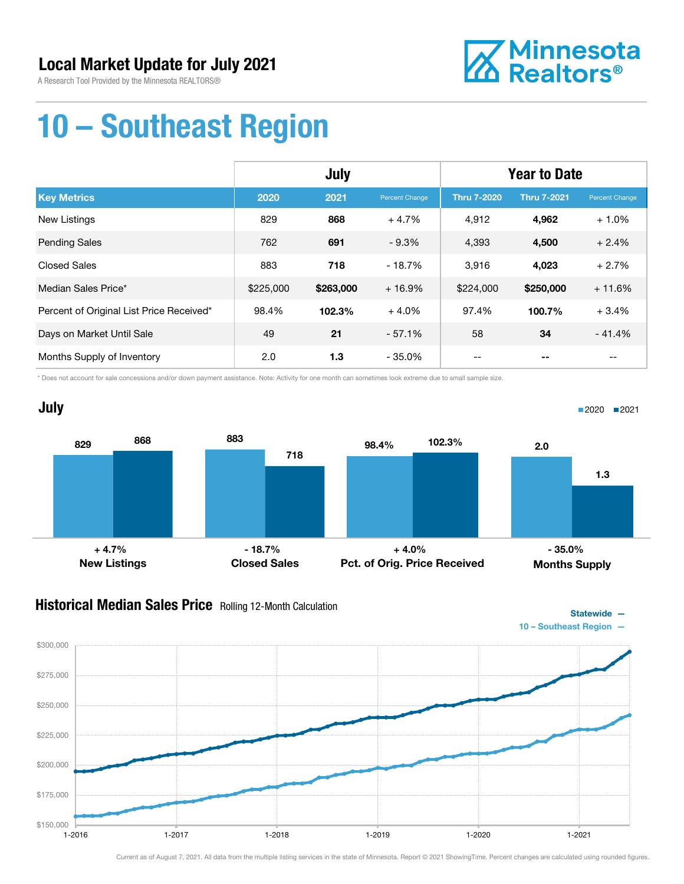# Local Market Update for July 2021

A Research Tool Provided by the Minnesota REALTORS®

Minnesota Realtors®

# 10 – Southeast Region

| | July | | | Year to Date | | |
|---|---|---|---|---|---|---|
| **Key Metrics** | **2020** | **2021** | **Percent Change** | **Thru 7-2020** | **Thru 7-2021** | **Percent Change** |
| New Listings | 829 | **868** | + 4.7% | 4,912 | **4,962** | + 1.0% |
| Pending Sales | 762 | **691** | - 9.3% | 4,393 | **4,500** | + 2.4% |
| Closed Sales | 883 | **718** | - 18.7% | 3,916 | **4,023** | + 2.7% |
| Median Sales Price* | $225,000 | **$263,000** | + 16.9% | $224,000 | **$250,000** | + 11.6% |
| Percent of Original List Price Received* | 98.4% | **102.3%** | + 4.0% | 97.4% | **100.7%** | + 3.4% |
| Days on Market Until Sale | 49 | **21** | - 57.1% | 58 | **34** | - 41.4% |
| Months Supply of Inventory | 2.0 | **1.3** | - 35.0% | -- | **--** | -- |

\* Does not account for sale concessions and/or down payment assistance. Note: Activity for one month can sometimes look extreme due to small sample size.

## July

| | 2020 | 2021 | Change |
|---|---|---|---|
| New Listings | 829 | 868 | + 4.7% |
| Closed Sales | 883 | 718 | - 18.7% |
| Pct. of Orig. Price Received | 98.4% | 102.3% | + 4.0% |
| Months Supply | 2.0 | 1.3 | - 35.0% |

## Historical Median Sales Price Rolling 12-Month Calculation

Statewide —
10 – Southeast Region —

Current as of August 7, 2021. All data from the multiple listing services in the state of Minnesota. Report © 2021 ShowingTime. Percent changes are calculated using rounded figures.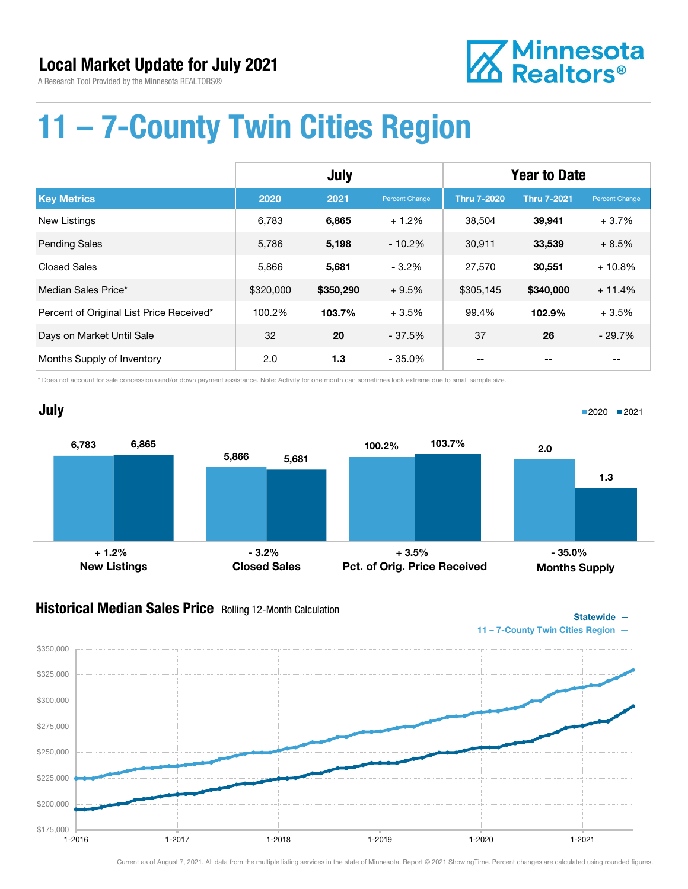## Local Market Update for July 2021

A Research Tool Provided by the Minnesota REALTORS®

Minnesota Realtors®

# 11 – 7-County Twin Cities Region

| | July | | | Year to Date | | |
|---|---|---|---|---|---|---|
| **Key Metrics** | **2020** | **2021** | **Percent Change** | **Thru 7-2020** | **Thru 7-2021** | **Percent Change** |
| New Listings | 6,783 | **6,865** | + 1.2% | 38,504 | **39,941** | + 3.7% |
| Pending Sales | 5,786 | **5,198** | - 10.2% | 30,911 | **33,539** | + 8.5% |
| Closed Sales | 5,866 | **5,681** | - 3.2% | 27,570 | **30,551** | + 10.8% |
| Median Sales Price* | $320,000 | **$350,290** | + 9.5% | $305,145 | **$340,000** | + 11.4% |
| Percent of Original List Price Received* | 100.2% | **103.7%** | + 3.5% | 99.4% | **102.9%** | + 3.5% |
| Days on Market Until Sale | 32 | **20** | - 37.5% | 37 | **26** | - 29.7% |
| Months Supply of Inventory | 2.0 | **1.3** | - 35.0% | -- | **--** | -- |

\* Does not account for sale concessions and/or down payment assistance. Note: Activity for one month can sometimes look extreme due to small sample size.

## July

2020 2021

6,783 6,865
+ 1.2%
**New Listings**

5,866 5,681
- 3.2%
**Closed Sales**

100.2% 103.7%
+ 3.5%
**Pct. of Orig. Price Received**

2.0 1.3
- 35.0%
**Months Supply**

## Historical Median Sales Price
Rolling 12-Month Calculation

Statewide —
11 – 7-County Twin Cities Region —

$350,000
$325,000
$300,000
$275,000
$250,000
$225,000
$200,000
$175,000

1-2016 1-2017 1-2018 1-2019 1-2020 1-2021

Current as of August 7, 2021. All data from the multiple listing services in the state of Minnesota. Report © 2021 ShowingTime. Percent changes are calculated using rounded figures.